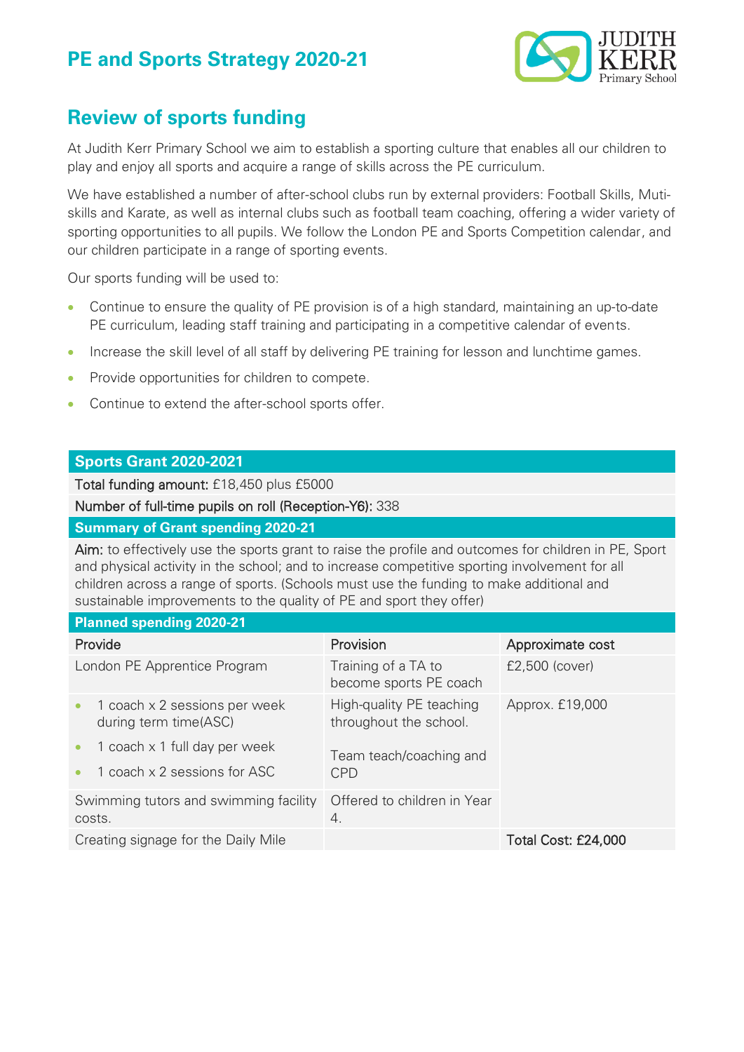# PE and Sports Strategy 2020-21

## Review of sports funding

At Judith Kerr Primary School we aim to establish a sporting culture that enables all our children to play and enjoy all sports and acquire a range of skills across the PE curriculum.

We have established a number of after-school clubs run by external providers: Football Skills, Muti-skills and Karate, as well as internal clubs such as football team coaching, offering a wider variety of sporting opportunities to all pupils. We follow the London PE and Sports Competition calendar, and our children participate in a range of sporting events.

Our sports funding will be used to:

- Continue to ensure the quality of PE provision is of a high standard, maintaining an up-to-date PE curriculum, leading staff training and participating in a competitive calendar of events.
- Increase the skill level of all staff by delivering PE training for lesson and lunchtime games.
- Provide opportunities for children to compete.
- Continue to extend the after-school sports offer.

| **Sports Grant 2020-2021** | | |
|---|---|---|
| **Total funding amount:** £18,450 plus £5000 | | |
| **Number of full-time pupils on roll (Reception-Y6):** 338 | | |
| **Summary of Grant spending 2020-21** | | |
| **Aim:** to effectively use the sports grant to raise the profile and outcomes for children in PE, Sport and physical activity in the school; and to increase competitive sporting involvement for all children across a range of sports. (Schools must use the funding to make additional and sustainable improvements to the quality of PE and sport they offer) | | |
| **Planned spending 2020-21** | | |
| Provide | Provision | Approximate cost |
| London PE Apprentice Program | Training of a TA to become sports PE coach | £2,500 (cover) |
| • 1 coach x 2 sessions per week during term time(ASC)<br>• 1 coach x 1 full day per week<br>• 1 coach x 2 sessions for ASC | High-quality PE teaching throughout the school.<br><br>Team teach/coaching and CPD | Approx. £19,000 |
| Swimming tutors and swimming facility costs. | Offered to children in Year 4. | |
| Creating signage for the Daily Mile | | **Total Cost: £24,000** |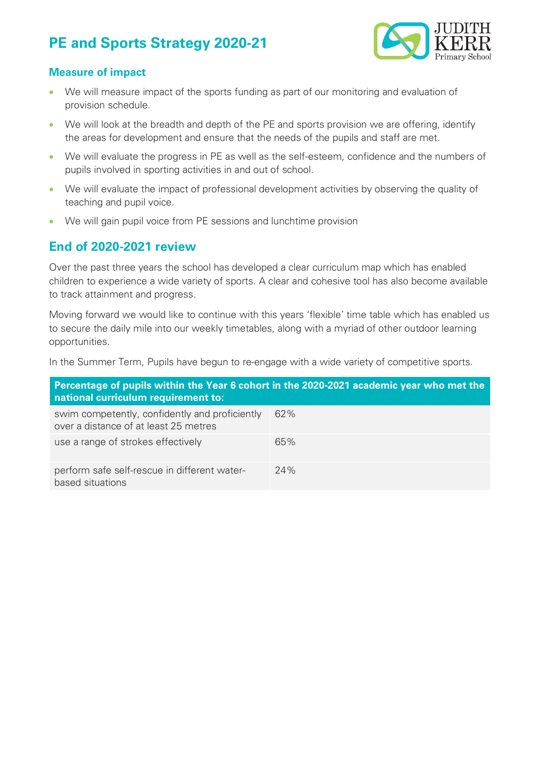# PE and Sports Strategy 2020-21

### Measure of impact

- We will measure impact of the sports funding as part of our monitoring and evaluation of provision schedule.
- We will look at the breadth and depth of the PE and sports provision we are offering, identify the areas for development and ensure that the needs of the pupils and staff are met.
- We will evaluate the progress in PE as well as the self-esteem, confidence and the numbers of pupils involved in sporting activities in and out of school.
- We will evaluate the impact of professional development activities by observing the quality of teaching and pupil voice.
- We will gain pupil voice from PE sessions and lunchtime provision

## End of 2020-2021 review

Over the past three years the school has developed a clear curriculum map which has enabled children to experience a wide variety of sports. A clear and cohesive tool has also become available to track attainment and progress.

Moving forward we would like to continue with this years 'flexible' time table which has enabled us to secure the daily mile into our weekly timetables, along with a myriad of other outdoor learning opportunities.

In the Summer Term, Pupils have begun to re-engage with a wide variety of competitive sports.

| Percentage of pupils within the Year 6 cohort in the 2020-2021 academic year who met the national curriculum requirement to: | |
|---|---|
| swim competently, confidently and proficiently over a distance of at least 25 metres | 62% |
| use a range of strokes effectively | 65% |
| perform safe self-rescue in different water-based situations | 24% |